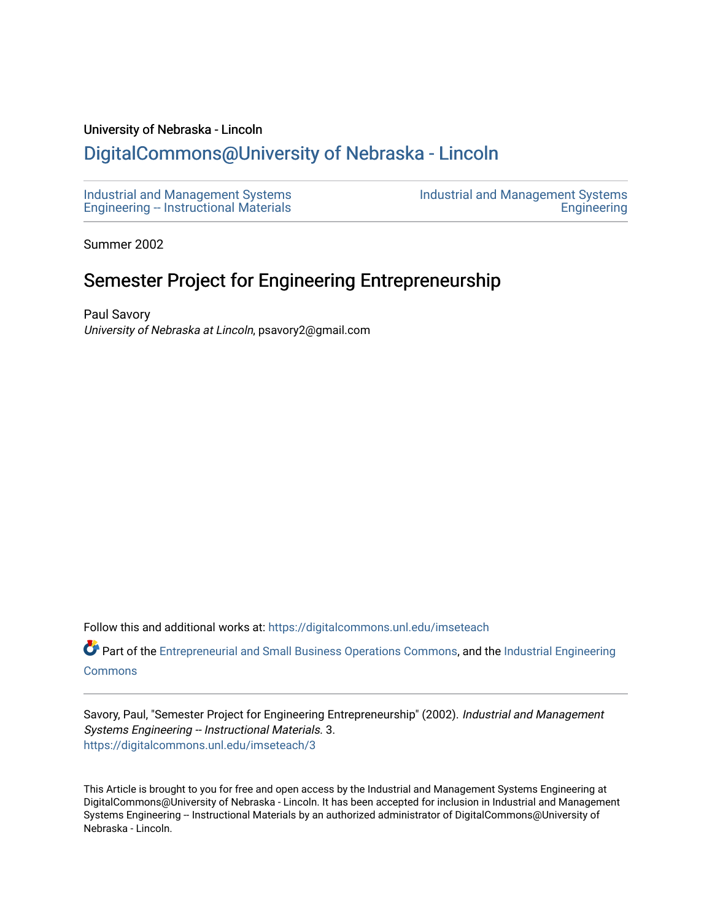University of Nebraska - Lincoln

## DigitalCommons@University of Nebraska - Lincoln

Industrial and Management Systems Engineering -- Instructional Materials

Industrial and Management Systems Engineering

Summer 2002

# Semester Project for Engineering Entrepreneurship

Paul Savory
*University of Nebraska at Lincoln*, psavory2@gmail.com

Follow this and additional works at: https://digitalcommons.unl.edu/imseteach

Part of the Entrepreneurial and Small Business Operations Commons, and the Industrial Engineering Commons

Savory, Paul, "Semester Project for Engineering Entrepreneurship" (2002). *Industrial and Management Systems Engineering -- Instructional Materials*. 3.
https://digitalcommons.unl.edu/imseteach/3

This Article is brought to you for free and open access by the Industrial and Management Systems Engineering at DigitalCommons@University of Nebraska - Lincoln. It has been accepted for inclusion in Industrial and Management Systems Engineering -- Instructional Materials by an authorized administrator of DigitalCommons@University of Nebraska - Lincoln.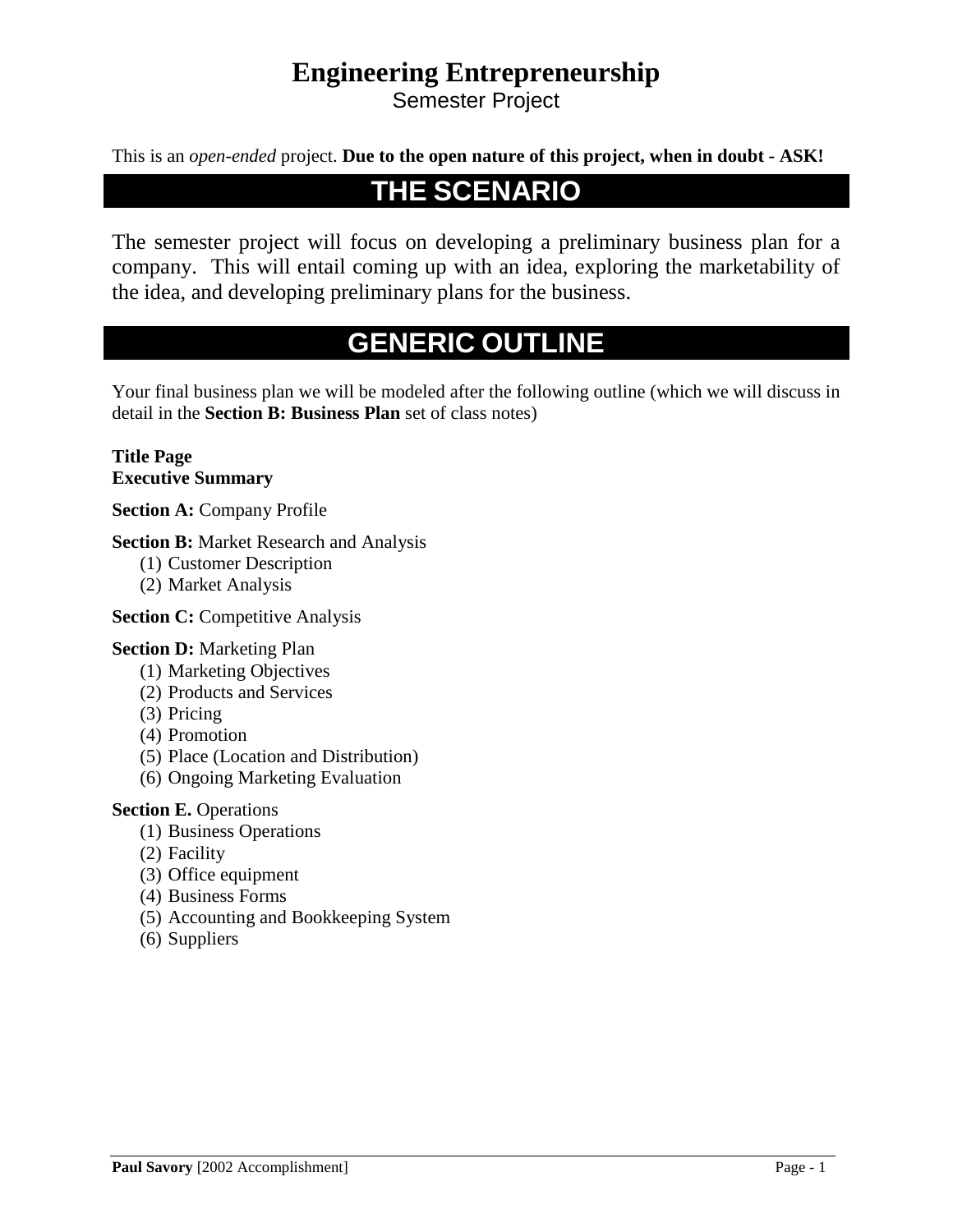# Engineering Entrepreneurship

Semester Project

This is an *open-ended* project. **Due to the open nature of this project, when in doubt - ASK!**

## THE SCENARIO

The semester project will focus on developing a preliminary business plan for a company. This will entail coming up with an idea, exploring the marketability of the idea, and developing preliminary plans for the business.

## GENERIC OUTLINE

Your final business plan we will be modeled after the following outline (which we will discuss in detail in the **Section B: Business Plan** set of class notes)

**Title Page**
**Executive Summary**

**Section A:** Company Profile

**Section B:** Market Research and Analysis
(1) Customer Description
(2) Market Analysis

**Section C:** Competitive Analysis

**Section D:** Marketing Plan
(1) Marketing Objectives
(2) Products and Services
(3) Pricing
(4) Promotion
(5) Place (Location and Distribution)
(6) Ongoing Marketing Evaluation

**Section E.** Operations
(1) Business Operations
(2) Facility
(3) Office equipment
(4) Business Forms
(5) Accounting and Bookkeeping System
(6) Suppliers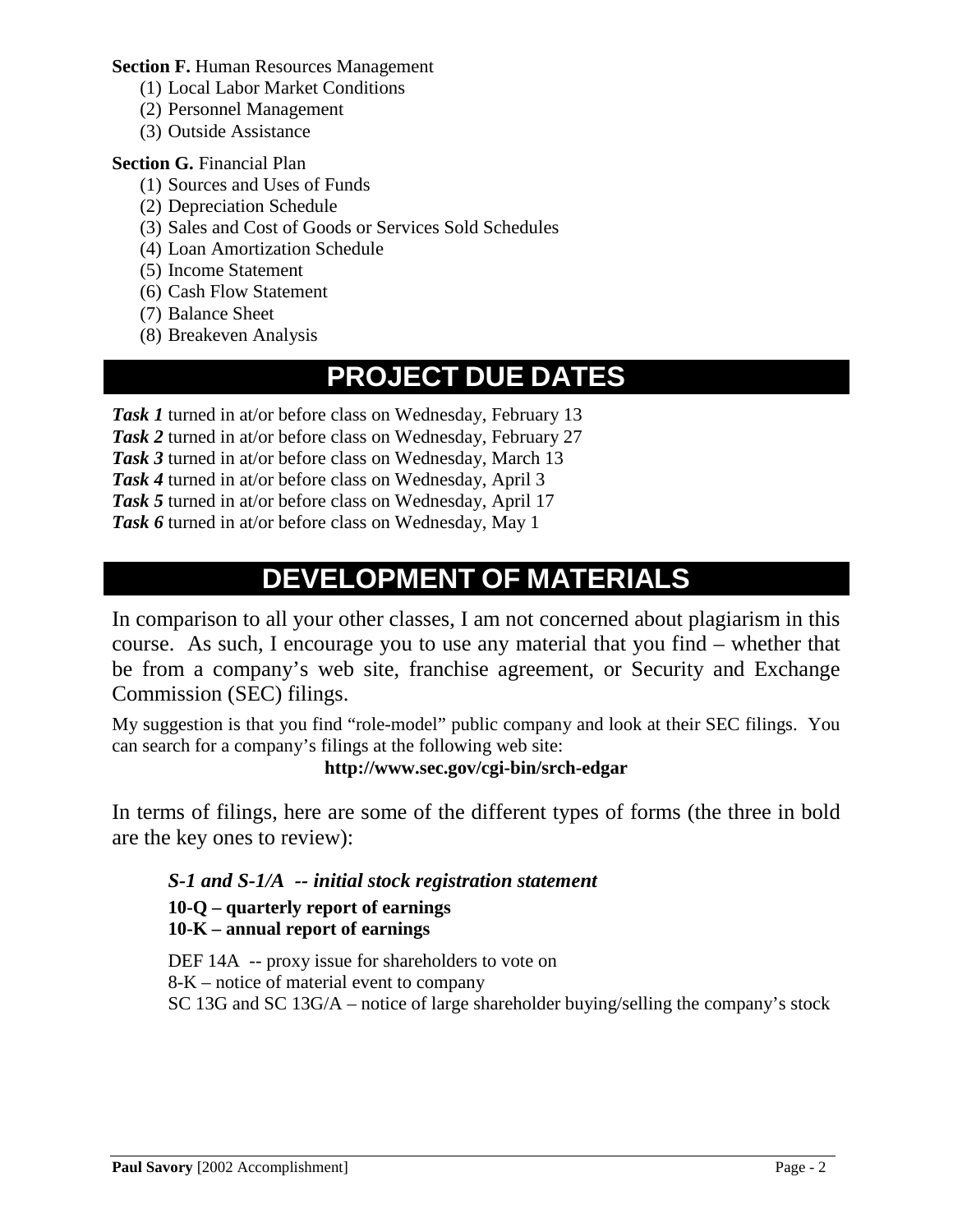**Section F.** Human Resources Management

1. Local Labor Market Conditions
2. Personnel Management
3. Outside Assistance

**Section G.** Financial Plan

1. Sources and Uses of Funds
2. Depreciation Schedule
3. Sales and Cost of Goods or Services Sold Schedules
4. Loan Amortization Schedule
5. Income Statement
6. Cash Flow Statement
7. Balance Sheet
8. Breakeven Analysis

## PROJECT DUE DATES

***Task 1*** turned in at/or before class on Wednesday, February 13
***Task 2*** turned in at/or before class on Wednesday, February 27
***Task 3*** turned in at/or before class on Wednesday, March 13
***Task 4*** turned in at/or before class on Wednesday, April 3
***Task 5*** turned in at/or before class on Wednesday, April 17
***Task 6*** turned in at/or before class on Wednesday, May 1

## DEVELOPMENT OF MATERIALS

In comparison to all your other classes, I am not concerned about plagiarism in this course. As such, I encourage you to use any material that you find – whether that be from a company's web site, franchise agreement, or Security and Exchange Commission (SEC) filings.

My suggestion is that you find "role-model" public company and look at their SEC filings. You can search for a company's filings at the following web site:

**http://www.sec.gov/cgi-bin/srch-edgar**

In terms of filings, here are some of the different types of forms (the three in bold are the key ones to review):

***S-1 and S-1/A -- initial stock registration statement***
**10-Q – quarterly report of earnings**
**10-K – annual report of earnings**

DEF 14A -- proxy issue for shareholders to vote on
8-K – notice of material event to company
SC 13G and SC 13G/A – notice of large shareholder buying/selling the company's stock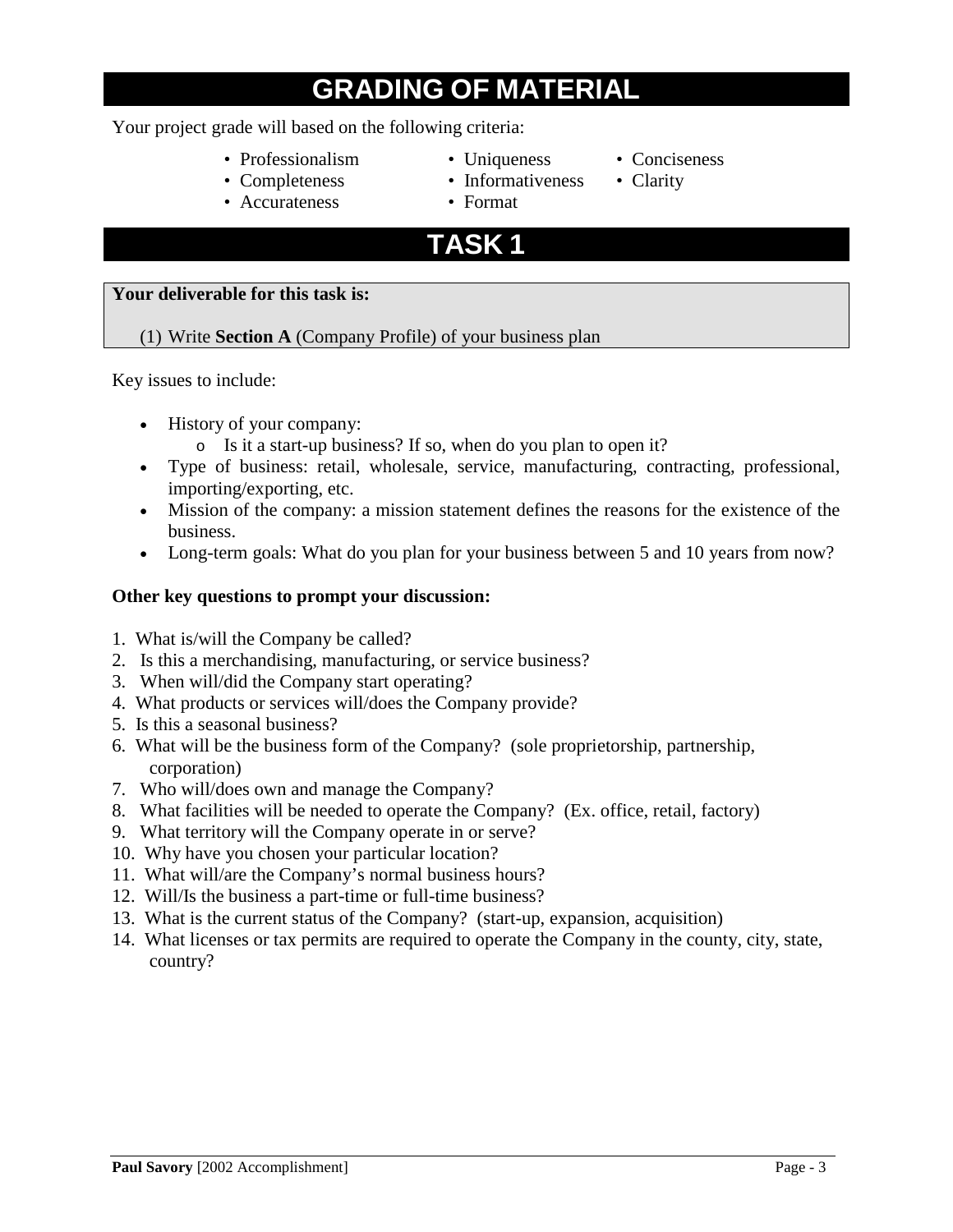# GRADING OF MATERIAL

Your project grade will based on the following criteria:

- Professionalism
- Completeness
- Accurateness
- Uniqueness
- Informativeness
- Format
- Conciseness
- Clarity

# TASK 1

**Your deliverable for this task is:**

(1) Write **Section A** (Company Profile) of your business plan

Key issues to include:

- History of your company:
  - Is it a start-up business? If so, when do you plan to open it?
- Type of business: retail, wholesale, service, manufacturing, contracting, professional, importing/exporting, etc.
- Mission of the company: a mission statement defines the reasons for the existence of the business.
- Long-term goals: What do you plan for your business between 5 and 10 years from now?

**Other key questions to prompt your discussion:**

1. What is/will the Company be called?
2. Is this a merchandising, manufacturing, or service business?
3. When will/did the Company start operating?
4. What products or services will/does the Company provide?
5. Is this a seasonal business?
6. What will be the business form of the Company? (sole proprietorship, partnership, corporation)
7. Who will/does own and manage the Company?
8. What facilities will be needed to operate the Company? (Ex. office, retail, factory)
9. What territory will the Company operate in or serve?
10. Why have you chosen your particular location?
11. What will/are the Company's normal business hours?
12. Will/Is the business a part-time or full-time business?
13. What is the current status of the Company? (start-up, expansion, acquisition)
14. What licenses or tax permits are required to operate the Company in the county, city, state, country?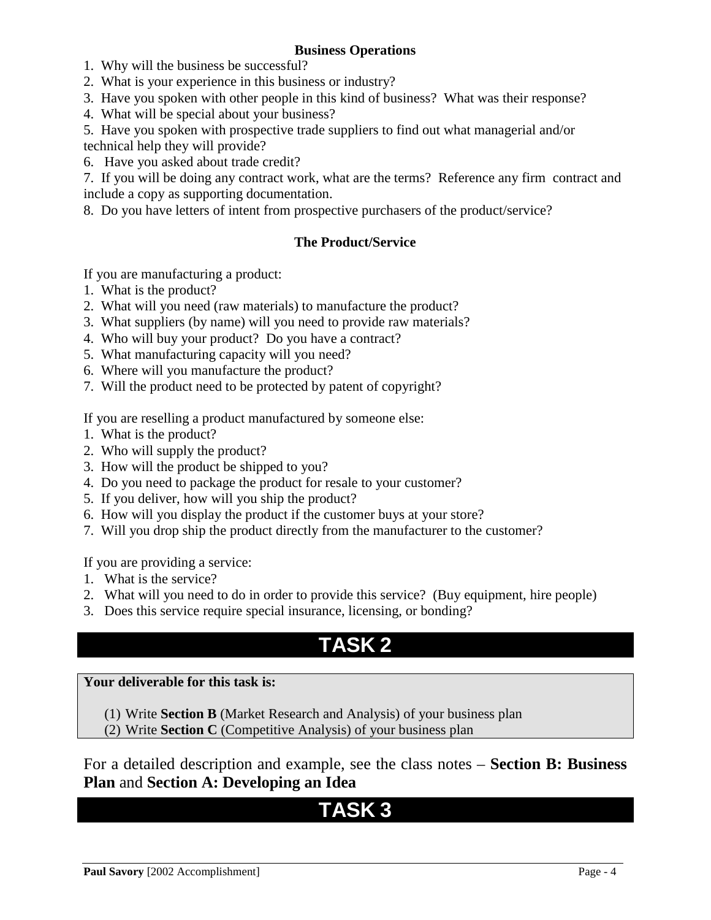### Business Operations

1. Why will the business be successful?
2. What is your experience in this business or industry?
3. Have you spoken with other people in this kind of business? What was their response?
4. What will be special about your business?
5. Have you spoken with prospective trade suppliers to find out what managerial and/or technical help they will provide?
6. Have you asked about trade credit?
7. If you will be doing any contract work, what are the terms? Reference any firm contract and include a copy as supporting documentation.
8. Do you have letters of intent from prospective purchasers of the product/service?

### The Product/Service

If you are manufacturing a product:

1. What is the product?
2. What will you need (raw materials) to manufacture the product?
3. What suppliers (by name) will you need to provide raw materials?
4. Who will buy your product? Do you have a contract?
5. What manufacturing capacity will you need?
6. Where will you manufacture the product?
7. Will the product need to be protected by patent of copyright?

If you are reselling a product manufactured by someone else:

1. What is the product?
2. Who will supply the product?
3. How will the product be shipped to you?
4. Do you need to package the product for resale to your customer?
5. If you deliver, how will you ship the product?
6. How will you display the product if the customer buys at your store?
7. Will you drop ship the product directly from the manufacturer to the customer?

If you are providing a service:

1. What is the service?
2. What will you need to do in order to provide this service? (Buy equipment, hire people)
3. Does this service require special insurance, licensing, or bonding?

# TASK 2

**Your deliverable for this task is:**

(1) Write **Section B** (Market Research and Analysis) of your business plan
(2) Write **Section C** (Competitive Analysis) of your business plan

For a detailed description and example, see the class notes – **Section B: Business Plan** and **Section A: Developing an Idea**

# TASK 3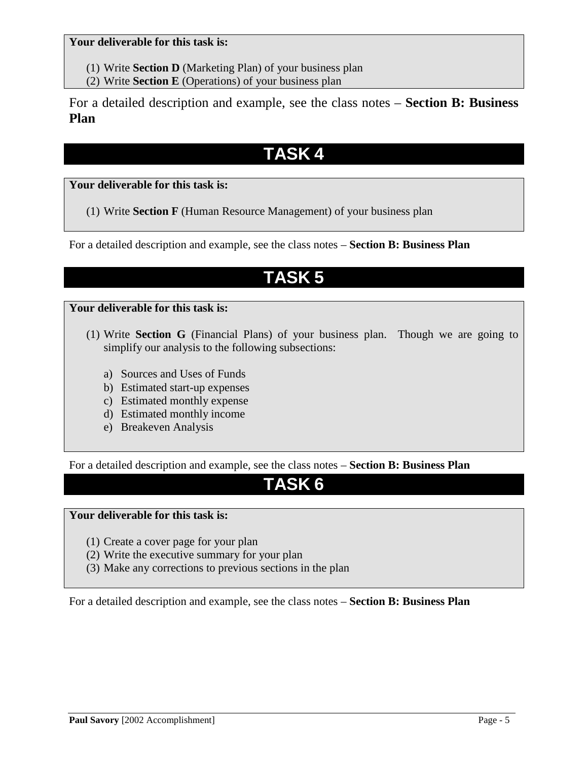**Your deliverable for this task is:**

(1) Write **Section D** (Marketing Plan) of your business plan
(2) Write **Section E** (Operations) of your business plan

For a detailed description and example, see the class notes – **Section B: Business Plan**

# TASK 4

**Your deliverable for this task is:**

(1) Write **Section F** (Human Resource Management) of your business plan

For a detailed description and example, see the class notes – **Section B: Business Plan**

# TASK 5

**Your deliverable for this task is:**

(1) Write **Section G** (Financial Plans) of your business plan. Though we are going to simplify our analysis to the following subsections:

  a) Sources and Uses of Funds
  b) Estimated start-up expenses
  c) Estimated monthly expense
  d) Estimated monthly income
  e) Breakeven Analysis

For a detailed description and example, see the class notes – **Section B: Business Plan**

# TASK 6

**Your deliverable for this task is:**

(1) Create a cover page for your plan
(2) Write the executive summary for your plan
(3) Make any corrections to previous sections in the plan

For a detailed description and example, see the class notes – **Section B: Business Plan**